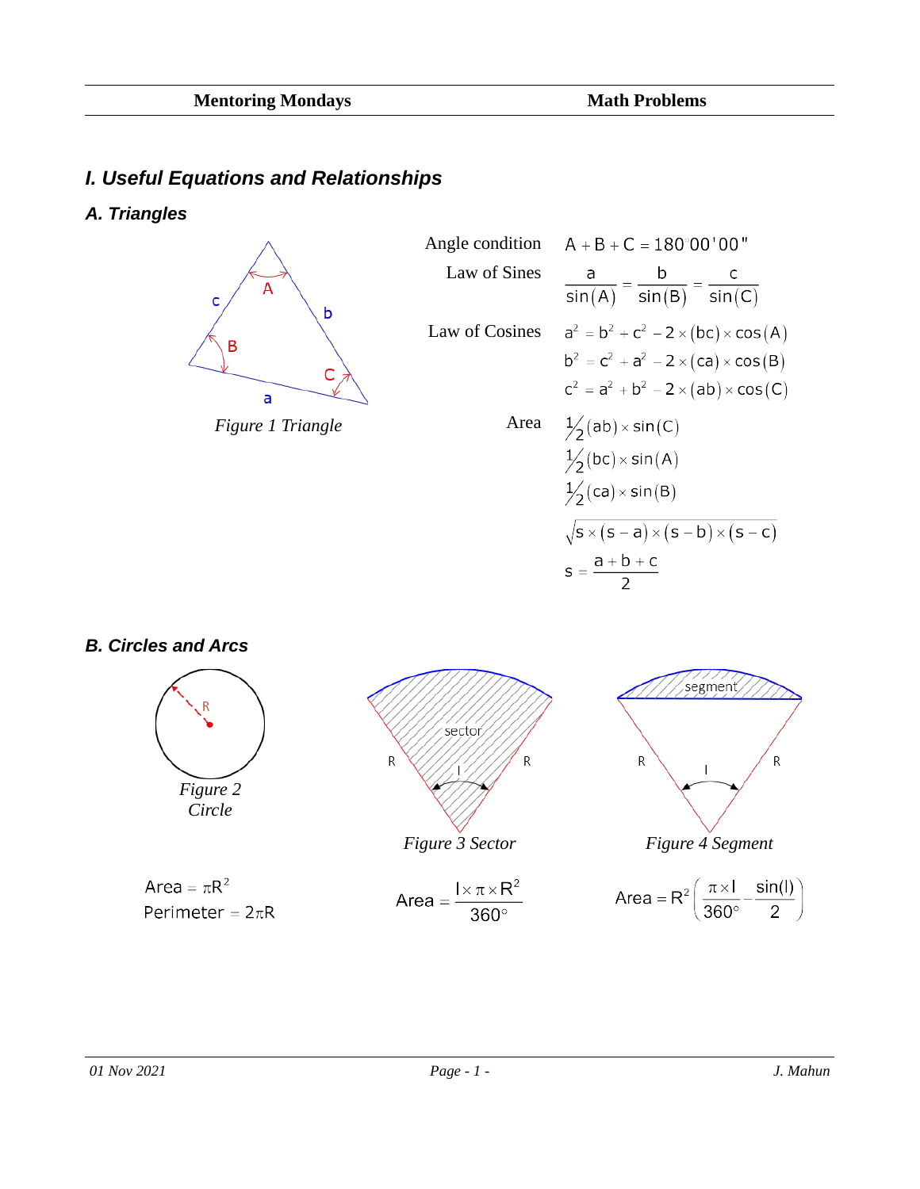# I. Useful Equations and Relationships

## A. Triangles

*Figure 1 Triangle*

Angle condition: $A + B + C = 180^\circ 00'00"$

Law of Sines: $\dfrac{a}{\sin(A)} = \dfrac{b}{\sin(B)} = \dfrac{c}{\sin(C)}$

Law of Cosines:

$$a^2 = b^2 + c^2 - 2 \times (bc) \times \cos(A)$$

$$b^2 = c^2 + a^2 - 2 \times (ca) \times \cos(B)$$

$$c^2 = a^2 + b^2 - 2 \times (ab) \times \cos(C)$$

Area:

$$\tfrac{1}{2}(ab) \times \sin(C)$$

$$\tfrac{1}{2}(bc) \times \sin(A)$$

$$\tfrac{1}{2}(ca) \times \sin(B)$$

$$\sqrt{s \times (s-a) \times (s-b) \times (s-c)}$$

$$s = \frac{a+b+c}{2}$$

## B. Circles and Arcs

*Figure 2 Circle*

$$\text{Area} = \pi R^2$$

$$\text{Perimeter} = 2\pi R$$

*Figure 3 Sector*

$$\text{Area} = \frac{I \times \pi \times R^2}{360^\circ}$$

*Figure 4 Segment*

$$\text{Area} = R^2\left(\frac{\pi \times I}{360^\circ} - \frac{\sin(I)}{2}\right)$$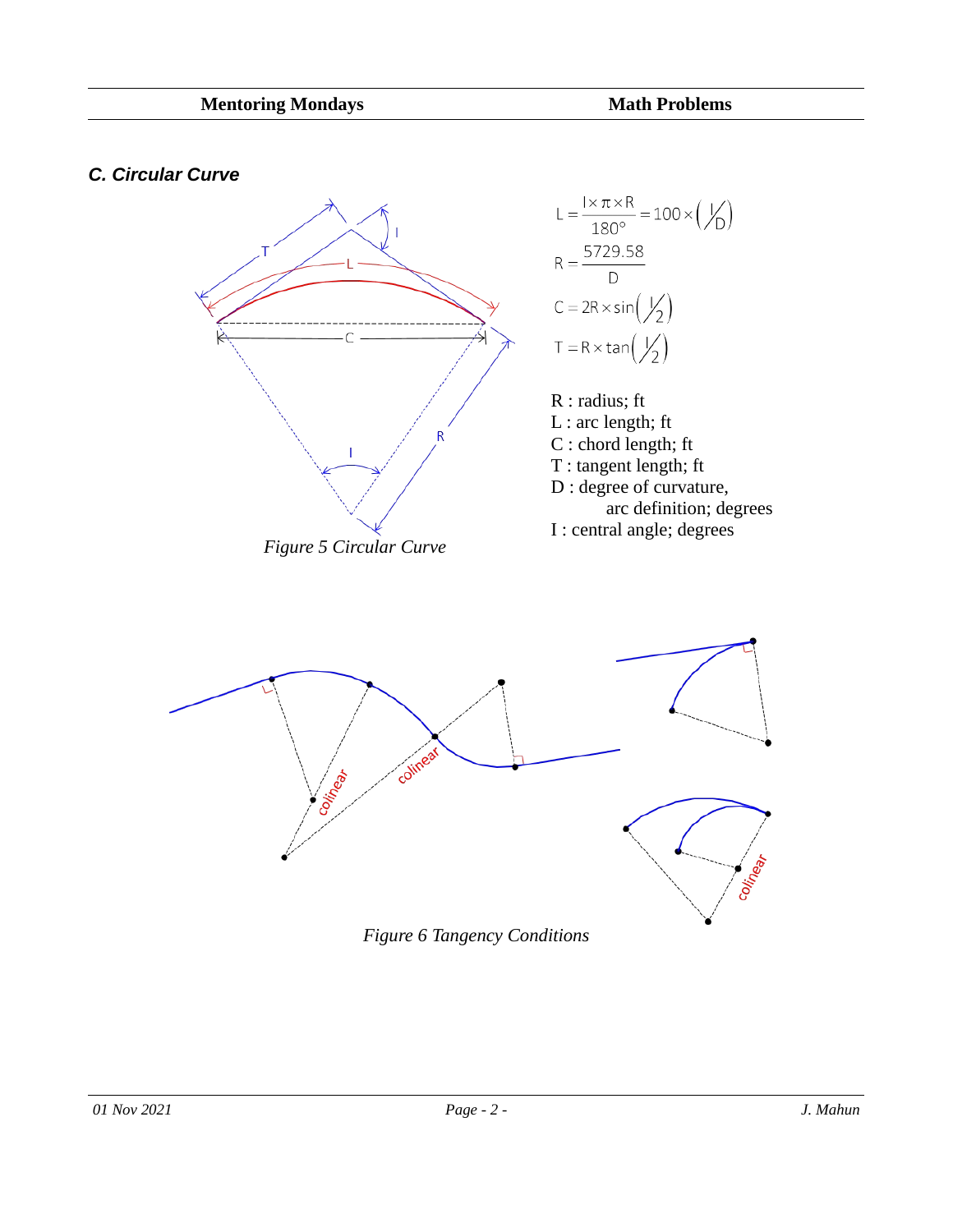### *C. Circular Curve*

*Figure 5 Circular Curve*

$$L = \frac{I \times \pi \times R}{180^\circ} = 100 \times \left( \frac{I}{D} \right)$$

$$R = \frac{5729.58}{D}$$

$$C = 2R \times \sin\left( \frac{I}{2} \right)$$

$$T = R \times \tan\left( \frac{I}{2} \right)$$

R : radius; ft
L : arc length; ft
C : chord length; ft
T : tangent length; ft
D : degree of curvature,
arc definition; degrees
I : central angle; degrees

*Figure 6 Tangency Conditions*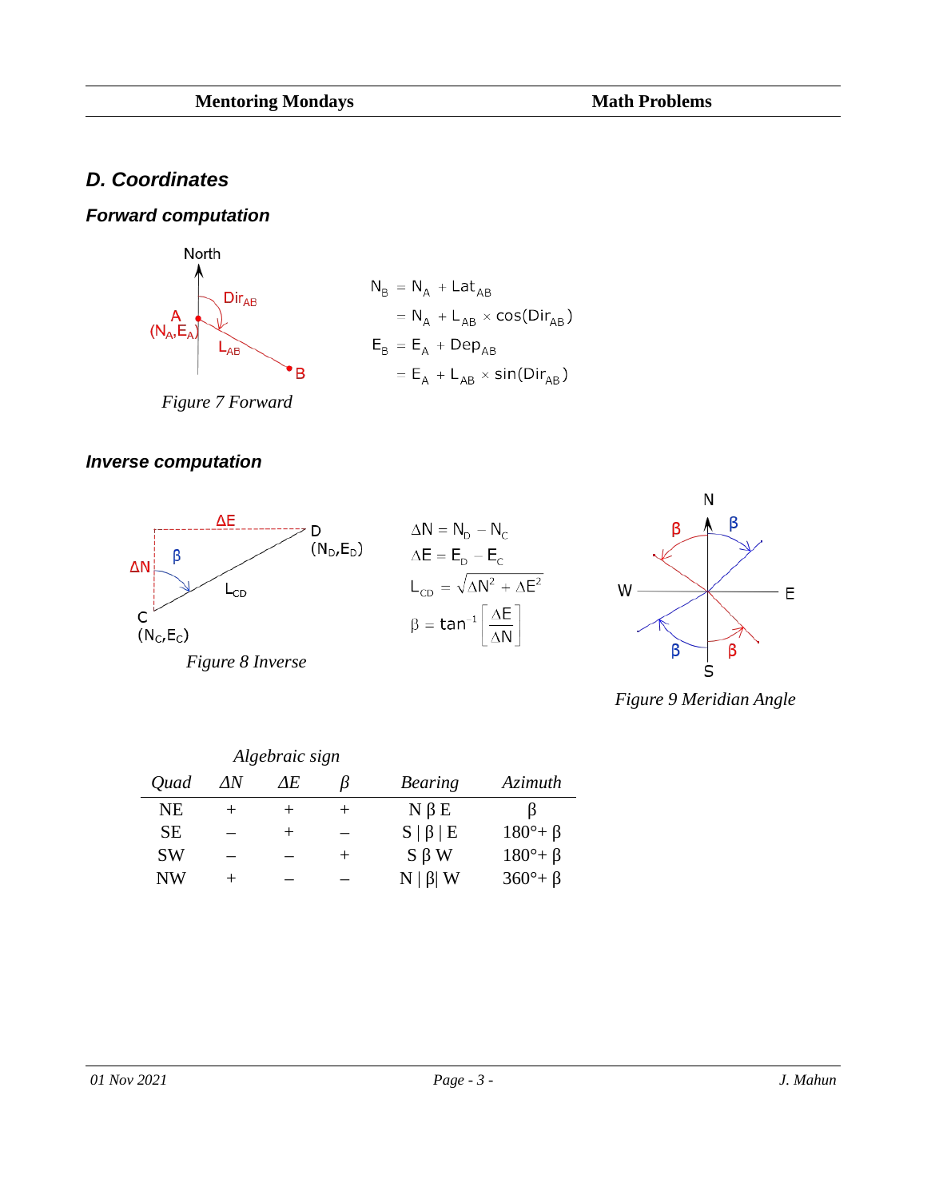## D. Coordinates

### Forward computation

Figure 7 Forward

$$
\begin{aligned}
N_B &= N_A + Lat_{AB} \\
&= N_A + L_{AB} \times \cos(Dir_{AB}) \\
E_B &= E_A + Dep_{AB} \\
&= E_A + L_{AB} \times \sin(Dir_{AB})
\end{aligned}
$$

### Inverse computation

Figure 8 Inverse

$$
\begin{aligned}
\Delta N &= N_D - N_C \\
\Delta E &= E_D - E_C \\
L_{CD} &= \sqrt{\Delta N^2 + \Delta E^2} \\
\beta &= \tan^{-1}\left[\frac{\Delta E}{\Delta N}\right]
\end{aligned}
$$

Figure 9 Meridian Angle

| Quad | Algebraic sign $\Delta N$ | $\Delta E$ | $\beta$ | Bearing | Azimuth |
|---|---|---|---|---|---|
| NE | + | + | + | N β E | β |
| SE | – | + | – | S \| β \| E | 180°+ β |
| SW | – | – | + | S β W | 180°+ β |
| NW | + | – | – | N \| β\| W | 360°+ β |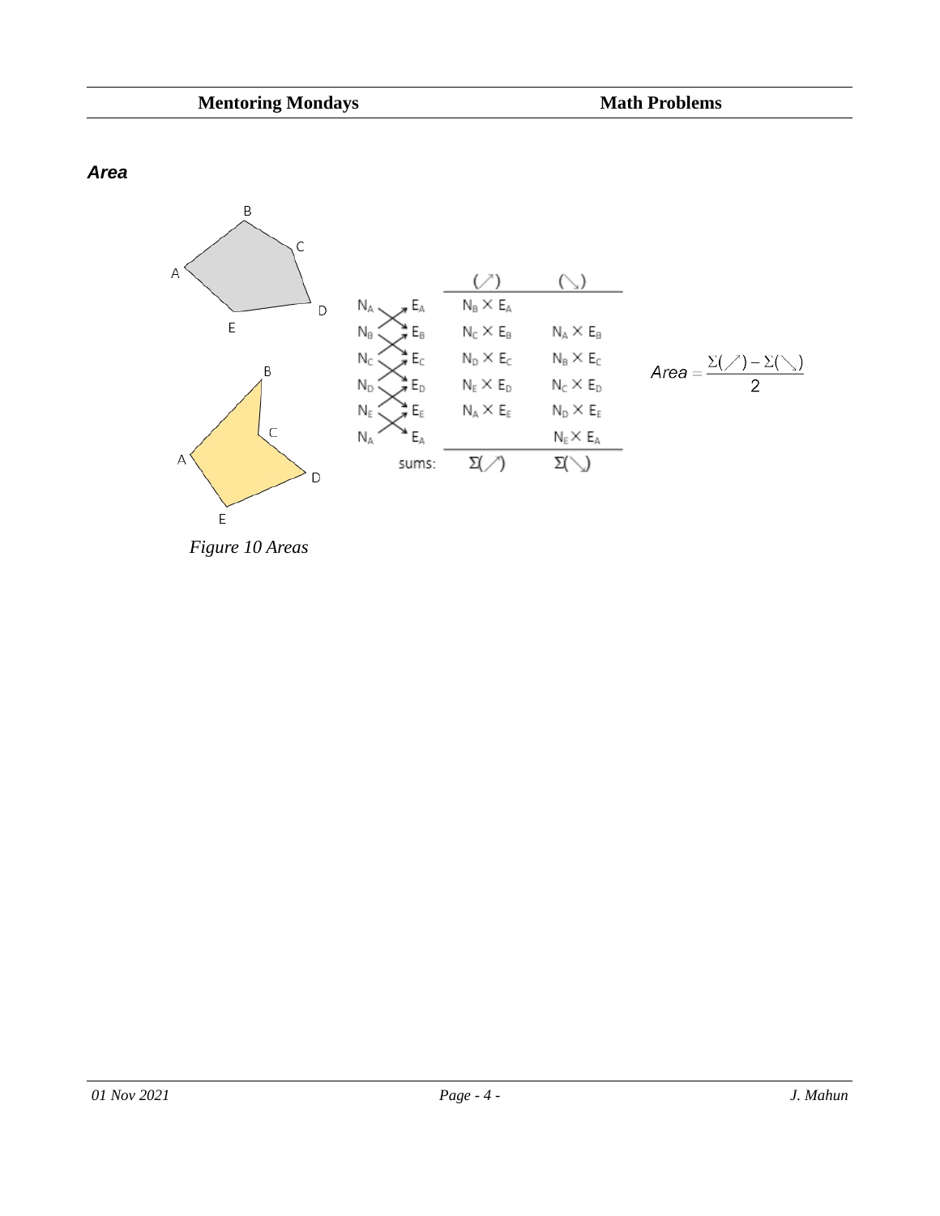### *Area*

| | | $(\nearrow)$ | $(\searrow)$ |
|---|---|---|---|
| $N_A$ | $E_A$ | $N_B \times E_A$ | |
| $N_B$ | $E_B$ | $N_C \times E_B$ | $N_A \times E_B$ |
| $N_C$ | $E_C$ | $N_D \times E_C$ | $N_B \times E_C$ |
| $N_D$ | $E_D$ | $N_E \times E_D$ | $N_C \times E_D$ |
| $N_E$ | $E_E$ | $N_A \times E_E$ | $N_D \times E_E$ |
| $N_A$ | $E_A$ | | $N_E \times E_A$ |
| | sums: | $\Sigma(\nearrow)$ | $\Sigma(\searrow)$ |

$$Area = \frac{\Sigma(\nearrow) - \Sigma(\searrow)}{2}$$

*Figure 10 Areas*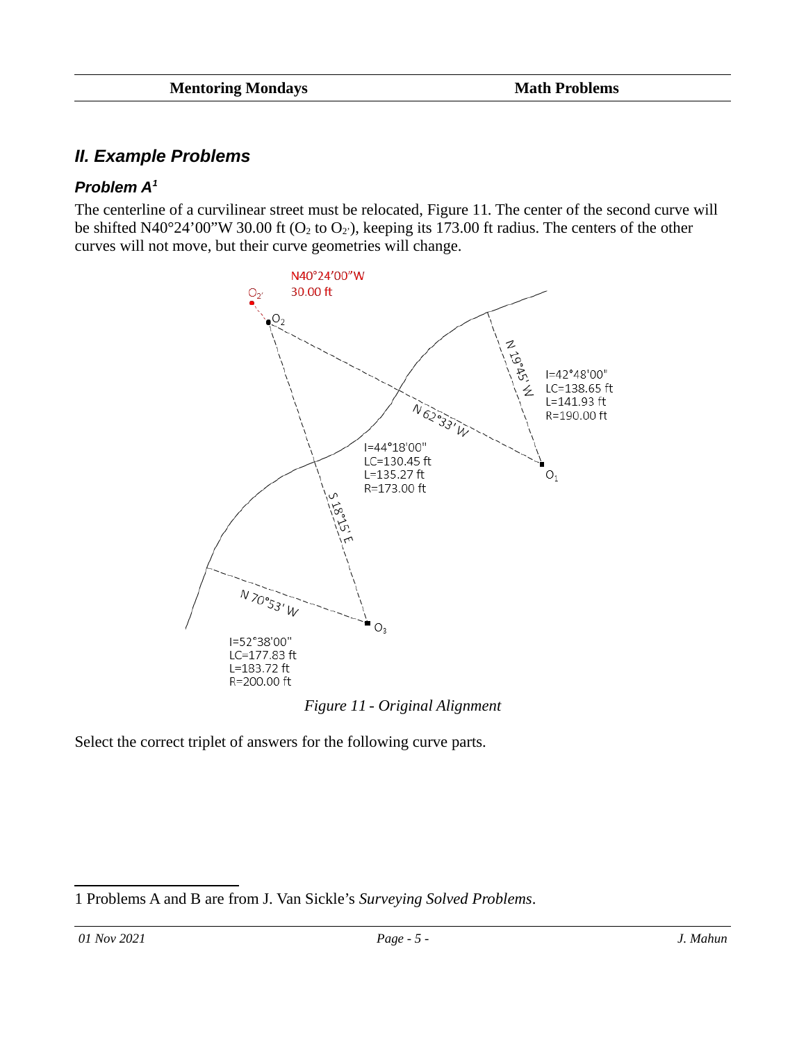## II. Example Problems

### Problem A[1]

The centerline of a curvilinear street must be relocated, Figure 11. The center of the second curve will be shifted N40°24’00”W 30.00 ft ($O_2$ to $O_{2'}$), keeping its 173.00 ft radius. The centers of the other curves will not move, but their curve geometries will change.

*Figure 11 - Original Alignment*

Select the correct triplet of answers for the following curve parts.

1 Problems A and B are from J. Van Sickle’s *Surveying Solved Problems*.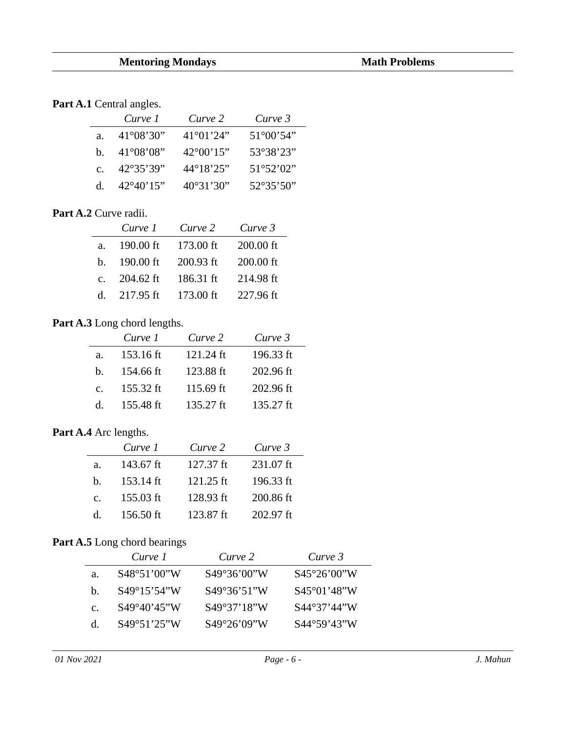**Part A.1** Central angles.

| | *Curve 1* | *Curve 2* | *Curve 3* |
|---|---|---|---|
| a. | 41°08’30” | 41°01’24” | 51°00’54” |
| b. | 41°08’08” | 42°00’15” | 53°38’23” |
| c. | 42°35’39” | 44°18’25” | 51°52’02” |
| d. | 42°40’15” | 40°31’30” | 52°35’50” |

**Part A.2** Curve radii.

| | *Curve 1* | *Curve 2* | *Curve 3* |
|---|---|---|---|
| a. | 190.00 ft | 173.00 ft | 200.00 ft |
| b. | 190.00 ft | 200.93 ft | 200.00 ft |
| c. | 204.62 ft | 186.31 ft | 214.98 ft |
| d. | 217.95 ft | 173.00 ft | 227.96 ft |

**Part A.3** Long chord lengths.

| | *Curve 1* | *Curve 2* | *Curve 3* |
|---|---|---|---|
| a. | 153.16 ft | 121.24 ft | 196.33 ft |
| b. | 154.66 ft | 123.88 ft | 202.96 ft |
| c. | 155.32 ft | 115.69 ft | 202.96 ft |
| d. | 155.48 ft | 135.27 ft | 135.27 ft |

**Part A.4** Arc lengths.

| | *Curve 1* | *Curve 2* | *Curve 3* |
|---|---|---|---|
| a. | 143.67 ft | 127.37 ft | 231.07 ft |
| b. | 153.14 ft | 121.25 ft | 196.33 ft |
| c. | 155.03 ft | 128.93 ft | 200.86 ft |
| d. | 156.50 ft | 123.87 ft | 202.97 ft |

**Part A.5** Long chord bearings

| | *Curve 1* | *Curve 2* | *Curve 3* |
|---|---|---|---|
| a. | S48°51’00”W | S49°36’00”W | S45°26’00”W |
| b. | S49°15’54”W | S49°36’51”W | S45°01’48”W |
| c. | S49°40’45”W | S49°37’18”W | S44°37’44”W |
| d. | S49°51’25”W | S49°26’09”W | S44°59’43”W |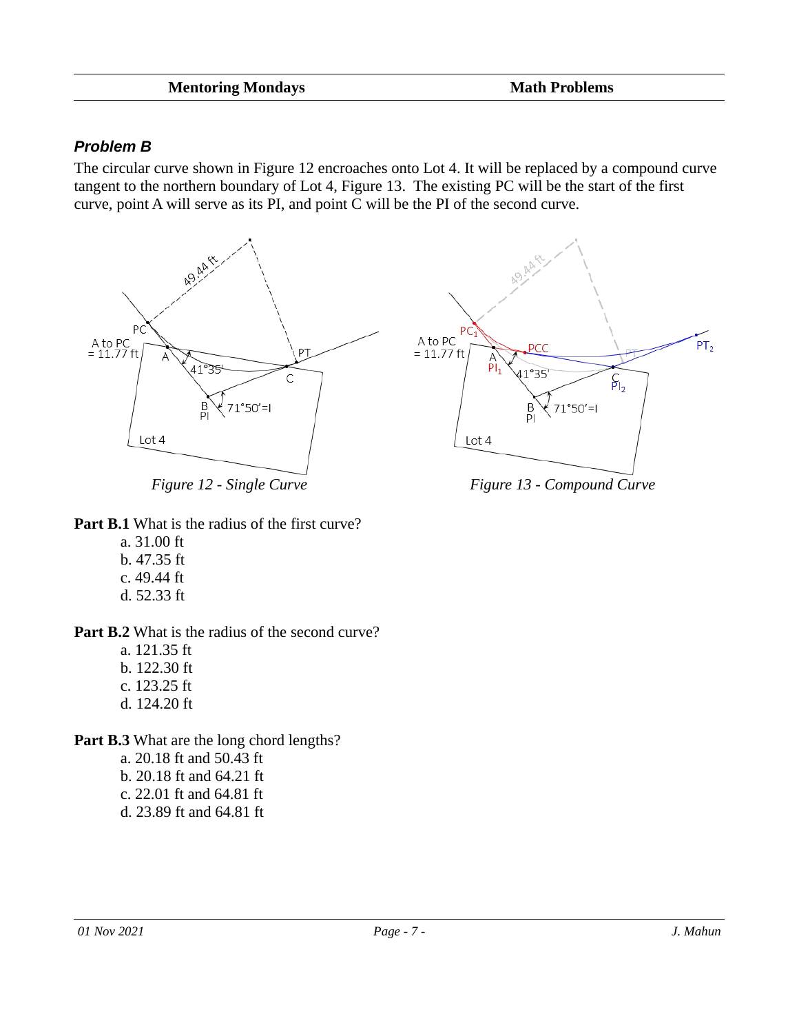### *Problem B*

The circular curve shown in Figure 12 encroaches onto Lot 4. It will be replaced by a compound curve tangent to the northern boundary of Lot 4, Figure 13. The existing PC will be the start of the first curve, point A will serve as its PI, and point C will be the PI of the second curve.

*Figure 12 - Single Curve*

*Figure 13 - Compound Curve*

**Part B.1** What is the radius of the first curve?

a. 31.00 ft
b. 47.35 ft
c. 49.44 ft
d. 52.33 ft

**Part B.2** What is the radius of the second curve?

a. 121.35 ft
b. 122.30 ft
c. 123.25 ft
d. 124.20 ft

**Part B.3** What are the long chord lengths?

a. 20.18 ft and 50.43 ft
b. 20.18 ft and 64.21 ft
c. 22.01 ft and 64.81 ft
d. 23.89 ft and 64.81 ft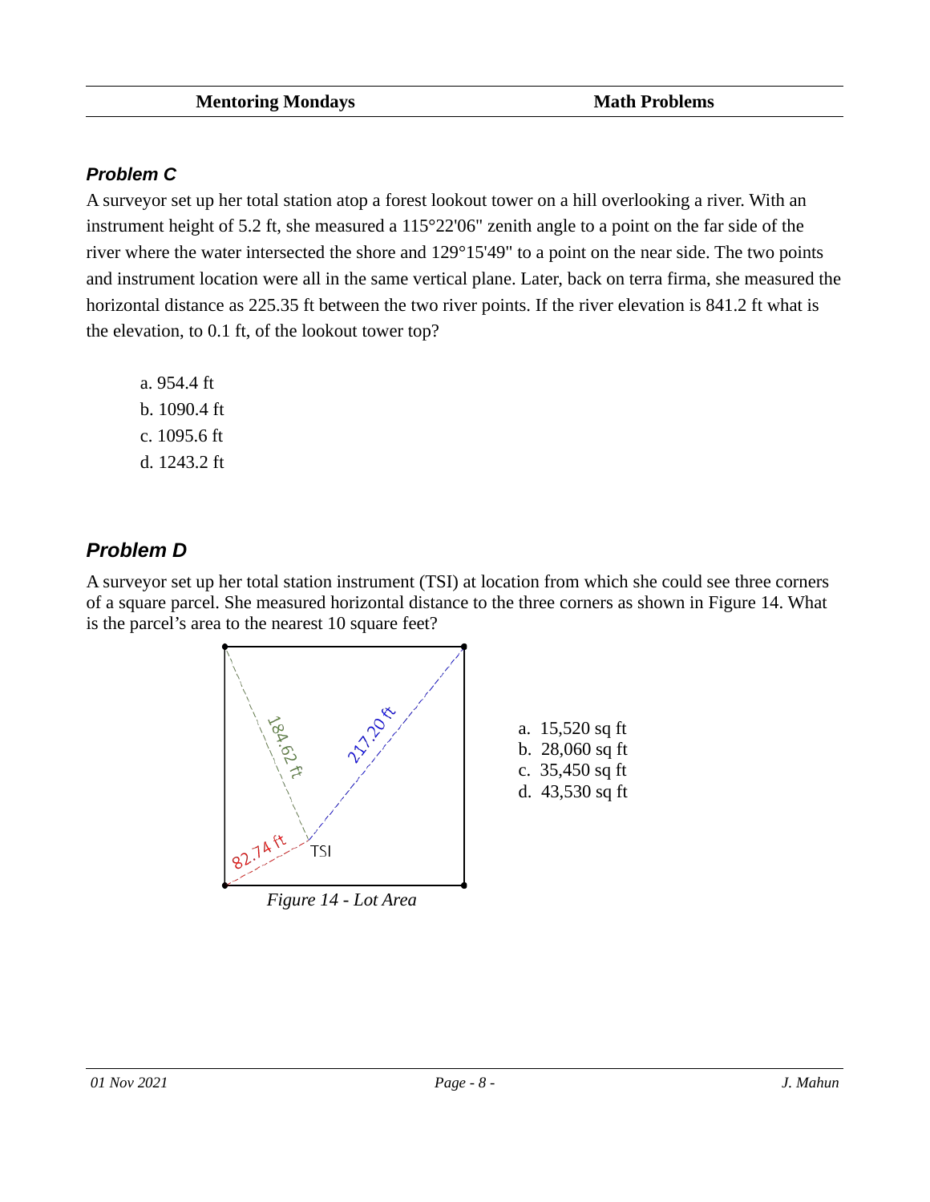### *Problem C*

A surveyor set up her total station atop a forest lookout tower on a hill overlooking a river. With an instrument height of 5.2 ft, she measured a 115°22'06" zenith angle to a point on the far side of the river where the water intersected the shore and 129°15'49" to a point on the near side. The two points and instrument location were all in the same vertical plane. Later, back on terra firma, she measured the horizontal distance as 225.35 ft between the two river points. If the river elevation is 841.2 ft what is the elevation, to 0.1 ft, of the lookout tower top?

a. 954.4 ft
b. 1090.4 ft
c. 1095.6 ft
d. 1243.2 ft

### *Problem D*

A surveyor set up her total station instrument (TSI) at location from which she could see three corners of a square parcel. She measured horizontal distance to the three corners as shown in Figure 14. What is the parcel's area to the nearest 10 square feet?

184.62 ft

217.20 ft

82.74 ft

TSI

*Figure 14 - Lot Area*

a. 15,520 sq ft
b. 28,060 sq ft
c. 35,450 sq ft
d. 43,530 sq ft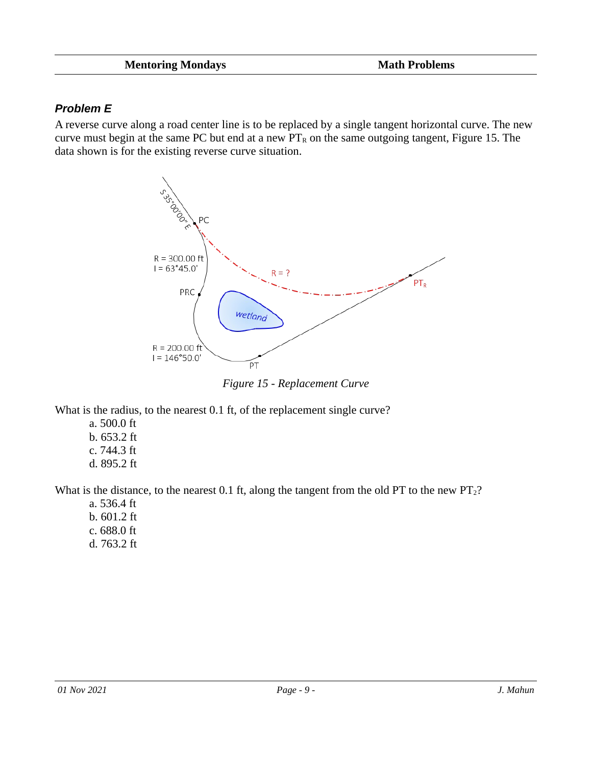### *Problem E*

A reverse curve along a road center line is to be replaced by a single tangent horizontal curve. The new curve must begin at the same PC but end at a new $PT_R$ on the same outgoing tangent, Figure 15. The data shown is for the existing reverse curve situation.

*Figure 15 - Replacement Curve*

What is the radius, to the nearest 0.1 ft, of the replacement single curve?

a. 500.0 ft
b. 653.2 ft
c. 744.3 ft
d. 895.2 ft

What is the distance, to the nearest 0.1 ft, along the tangent from the old PT to the new $PT_2$?

a. 536.4 ft
b. 601.2 ft
c. 688.0 ft
d. 763.2 ft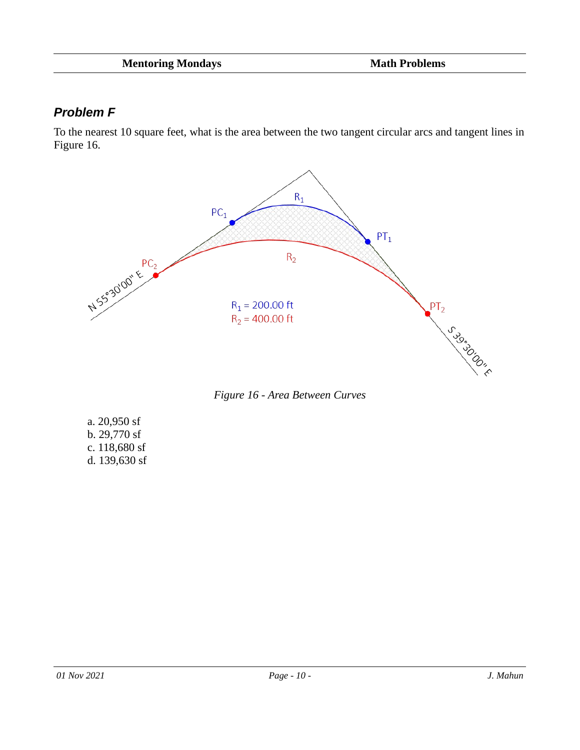## *Problem F*

To the nearest 10 square feet, what is the area between the two tangent circular arcs and tangent lines in Figure 16.

$R_1$

$PC_1$

$PT_1$

$R_2$

$PC_2$

N 55°30'00" E

$R_1$ = 200.00 ft

$R_2$ = 400.00 ft

$PT_2$

S 39°30'00" E

*Figure 16 - Area Between Curves*

a. 20,950 sf
b. 29,770 sf
c. 118,680 sf
d. 139,630 sf